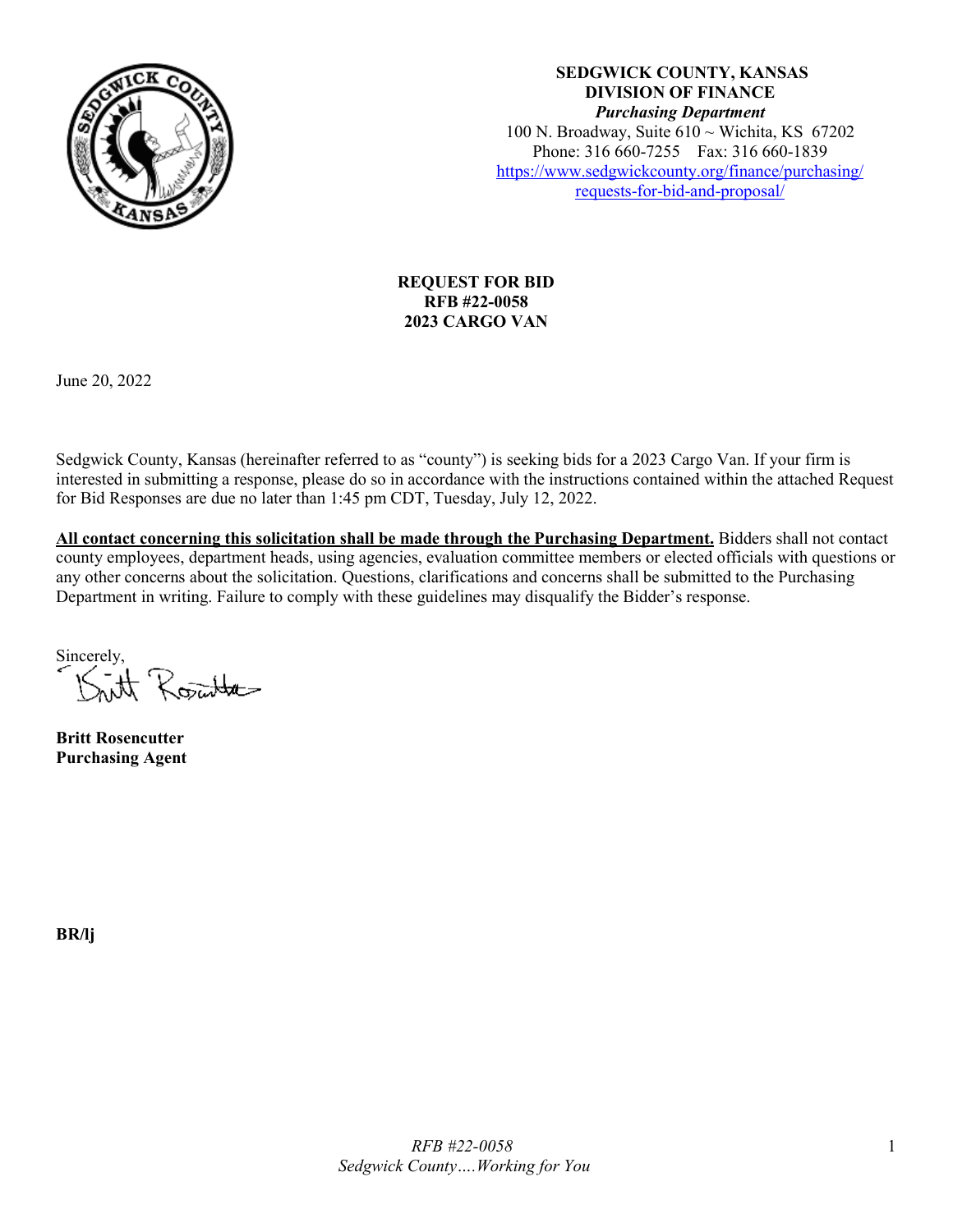**SEDGWICK COUNTY, KANSAS**
**DIVISION OF FINANCE**
***Purchasing Department***
100 N. Broadway, Suite 610 ~ Wichita, KS 67202
Phone: 316 660-7255 Fax: 316 660-1839
https://www.sedgwickcounty.org/finance/purchasing/requests-for-bid-and-proposal/

# REQUEST FOR BID
# RFB #22-0058
# 2023 CARGO VAN

June 20, 2022

Sedgwick County, Kansas (hereinafter referred to as "county") is seeking bids for a 2023 Cargo Van. If your firm is interested in submitting a response, please do so in accordance with the instructions contained within the attached Request for Bid Responses are due no later than 1:45 pm CDT, Tuesday, July 12, 2022.

**All contact concerning this solicitation shall be made through the Purchasing Department.** Bidders shall not contact county employees, department heads, using agencies, evaluation committee members or elected officials with questions or any other concerns about the solicitation. Questions, clarifications and concerns shall be submitted to the Purchasing Department in writing. Failure to comply with these guidelines may disqualify the Bidder's response.

Sincerely,

**Britt Rosencutter**
**Purchasing Agent**

**BR/lj**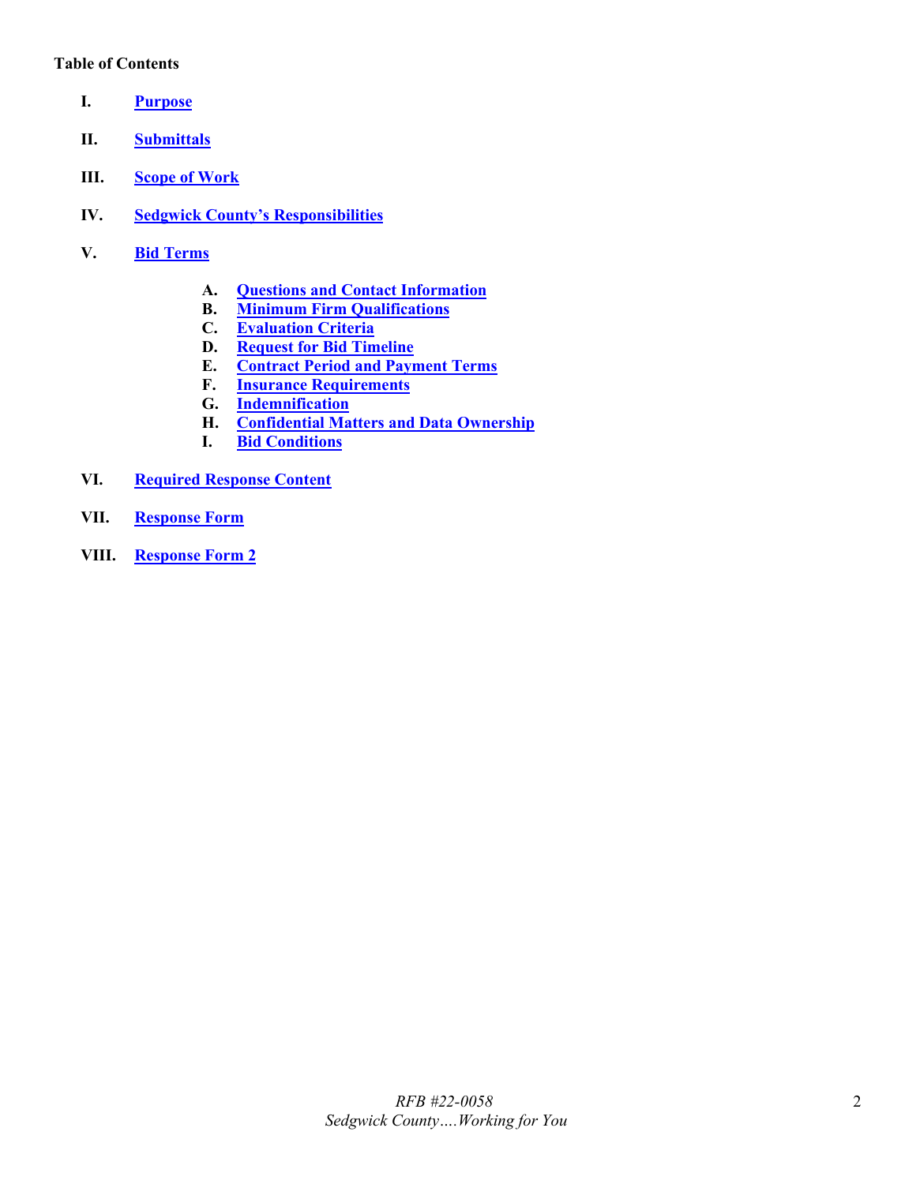**Table of Contents**

- **I.** **Purpose**
- **II.** **Submittals**
- **III.** **Scope of Work**
- **IV.** **Sedgwick County's Responsibilities**
- **V.** **Bid Terms**
  - **A.** **Questions and Contact Information**
  - **B.** **Minimum Firm Qualifications**
  - **C.** **Evaluation Criteria**
  - **D.** **Request for Bid Timeline**
  - **E.** **Contract Period and Payment Terms**
  - **F.** **Insurance Requirements**
  - **G.** **Indemnification**
  - **H.** **Confidential Matters and Data Ownership**
  - **I.** **Bid Conditions**
- **VI.** **Required Response Content**
- **VII.** **Response Form**
- **VIII.** **Response Form 2**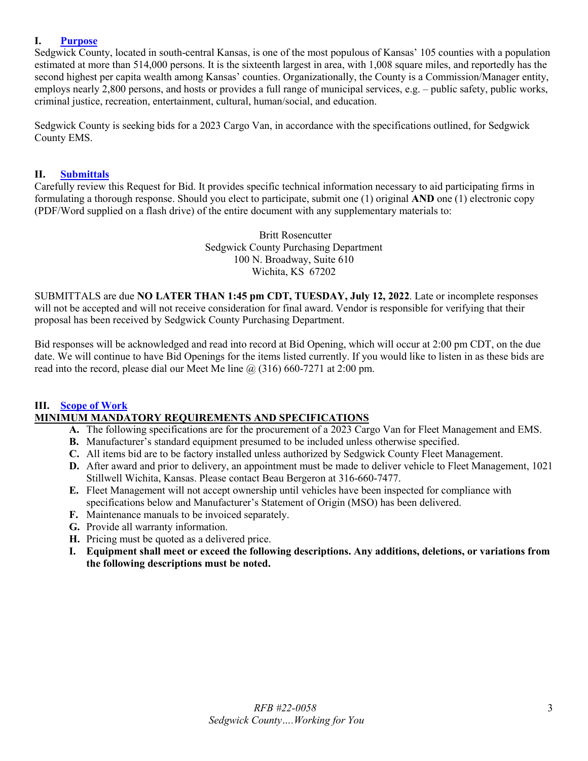## I. Purpose

Sedgwick County, located in south-central Kansas, is one of the most populous of Kansas' 105 counties with a population estimated at more than 514,000 persons. It is the sixteenth largest in area, with 1,008 square miles, and reportedly has the second highest per capita wealth among Kansas' counties. Organizationally, the County is a Commission/Manager entity, employs nearly 2,800 persons, and hosts or provides a full range of municipal services, e.g. – public safety, public works, criminal justice, recreation, entertainment, cultural, human/social, and education.

Sedgwick County is seeking bids for a 2023 Cargo Van, in accordance with the specifications outlined, for Sedgwick County EMS.

## II. Submittals

Carefully review this Request for Bid. It provides specific technical information necessary to aid participating firms in formulating a thorough response. Should you elect to participate, submit one (1) original **AND** one (1) electronic copy (PDF/Word supplied on a flash drive) of the entire document with any supplementary materials to:

Britt Rosencutter
Sedgwick County Purchasing Department
100 N. Broadway, Suite 610
Wichita, KS 67202

SUBMITTALS are due **NO LATER THAN 1:45 pm CDT, TUESDAY, July 12, 2022**. Late or incomplete responses will not be accepted and will not receive consideration for final award. Vendor is responsible for verifying that their proposal has been received by Sedgwick County Purchasing Department.

Bid responses will be acknowledged and read into record at Bid Opening, which will occur at 2:00 pm CDT, on the due date. We will continue to have Bid Openings for the items listed currently. If you would like to listen in as these bids are read into the record, please dial our Meet Me line @ (316) 660-7271 at 2:00 pm.

## III. Scope of Work

**MINIMUM MANDATORY REQUIREMENTS AND SPECIFICATIONS**

- **A.** The following specifications are for the procurement of a 2023 Cargo Van for Fleet Management and EMS.
- **B.** Manufacturer's standard equipment presumed to be included unless otherwise specified.
- **C.** All items bid are to be factory installed unless authorized by Sedgwick County Fleet Management.
- **D.** After award and prior to delivery, an appointment must be made to deliver vehicle to Fleet Management, 1021 Stillwell Wichita, Kansas. Please contact Beau Bergeron at 316-660-7477.
- **E.** Fleet Management will not accept ownership until vehicles have been inspected for compliance with specifications below and Manufacturer's Statement of Origin (MSO) has been delivered.
- **F.** Maintenance manuals to be invoiced separately.
- **G.** Provide all warranty information.
- **H.** Pricing must be quoted as a delivered price.
- **I. Equipment shall meet or exceed the following descriptions. Any additions, deletions, or variations from the following descriptions must be noted.**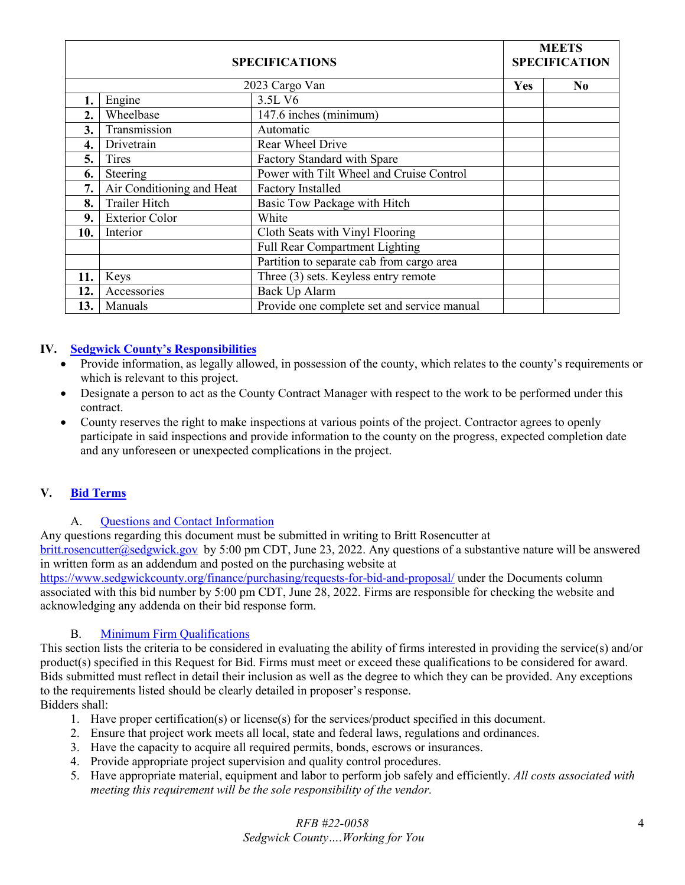| SPECIFICATIONS | | | MEETS SPECIFICATION | |
|---|---|---|---|---|
| 2023 Cargo Van | | | **Yes** | **No** |
| **1.** | Engine | 3.5L V6 | | |
| **2.** | Wheelbase | 147.6 inches (minimum) | | |
| **3.** | Transmission | Automatic | | |
| **4.** | Drivetrain | Rear Wheel Drive | | |
| **5.** | Tires | Factory Standard with Spare | | |
| **6.** | Steering | Power with Tilt Wheel and Cruise Control | | |
| **7.** | Air Conditioning and Heat | Factory Installed | | |
| **8.** | Trailer Hitch | Basic Tow Package with Hitch | | |
| **9.** | Exterior Color | White | | |
| **10.** | Interior | Cloth Seats with Vinyl Flooring | | |
| | | Full Rear Compartment Lighting | | |
| | | Partition to separate cab from cargo area | | |
| **11.** | Keys | Three (3) sets. Keyless entry remote | | |
| **12.** | Accessories | Back Up Alarm | | |
| **13.** | Manuals | Provide one complete set and service manual | | |

## IV. Sedgwick County's Responsibilities

- Provide information, as legally allowed, in possession of the county, which relates to the county's requirements or which is relevant to this project.
- Designate a person to act as the County Contract Manager with respect to the work to be performed under this contract.
- County reserves the right to make inspections at various points of the project. Contractor agrees to openly participate in said inspections and provide information to the county on the progress, expected completion date and any unforeseen or unexpected complications in the project.

## V. Bid Terms

### A. Questions and Contact Information

Any questions regarding this document must be submitted in writing to Britt Rosencutter at britt.rosencutter@sedgwick.gov by 5:00 pm CDT, June 23, 2022. Any questions of a substantive nature will be answered in written form as an addendum and posted on the purchasing website at https://www.sedgwickcounty.org/finance/purchasing/requests-for-bid-and-proposal/ under the Documents column associated with this bid number by 5:00 pm CDT, June 28, 2022. Firms are responsible for checking the website and acknowledging any addenda on their bid response form.

### B. Minimum Firm Qualifications

This section lists the criteria to be considered in evaluating the ability of firms interested in providing the service(s) and/or product(s) specified in this Request for Bid. Firms must meet or exceed these qualifications to be considered for award. Bids submitted must reflect in detail their inclusion as well as the degree to which they can be provided. Any exceptions to the requirements listed should be clearly detailed in proposer's response.

Bidders shall:

1. Have proper certification(s) or license(s) for the services/product specified in this document.
2. Ensure that project work meets all local, state and federal laws, regulations and ordinances.
3. Have the capacity to acquire all required permits, bonds, escrows or insurances.
4. Provide appropriate project supervision and quality control procedures.
5. Have appropriate material, equipment and labor to perform job safely and efficiently. *All costs associated with meeting this requirement will be the sole responsibility of the vendor.*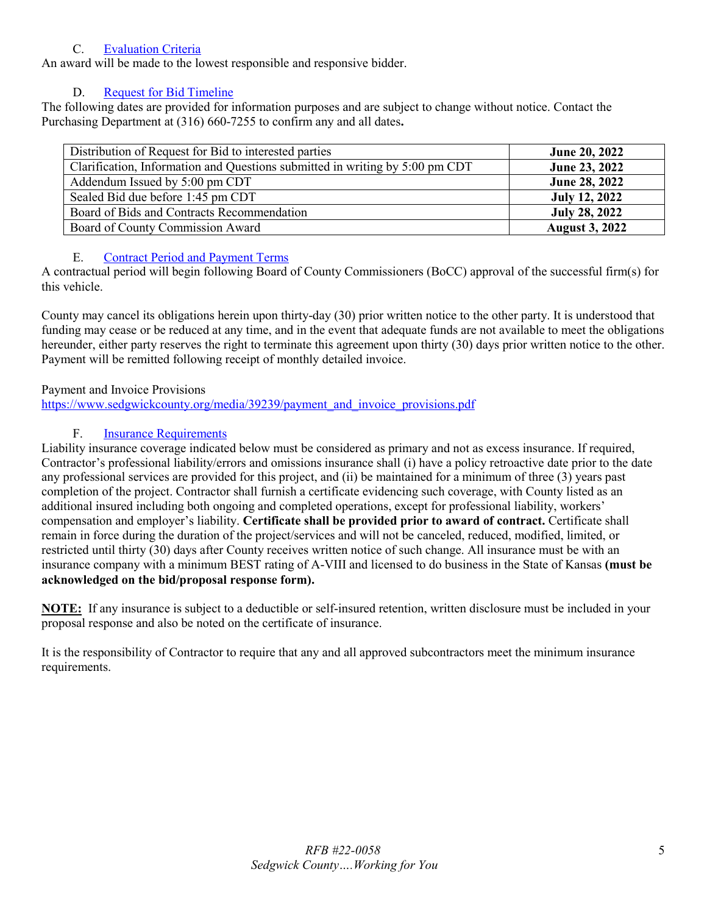### C. [Evaluation Criteria]

An award will be made to the lowest responsible and responsive bidder.

### D. [Request for Bid Timeline]

The following dates are provided for information purposes and are subject to change without notice. Contact the Purchasing Department at (316) 660-7255 to confirm any and all dates**.**

| Event | Date |
|---|---|
| Distribution of Request for Bid to interested parties | **June 20, 2022** |
| Clarification, Information and Questions submitted in writing by 5:00 pm CDT | **June 23, 2022** |
| Addendum Issued by 5:00 pm CDT | **June 28, 2022** |
| Sealed Bid due before 1:45 pm CDT | **July 12, 2022** |
| Board of Bids and Contracts Recommendation | **July 28, 2022** |
| Board of County Commission Award | **August 3, 2022** |

### E. [Contract Period and Payment Terms]

A contractual period will begin following Board of County Commissioners (BoCC) approval of the successful firm(s) for this vehicle.

County may cancel its obligations herein upon thirty-day (30) prior written notice to the other party. It is understood that funding may cease or be reduced at any time, and in the event that adequate funds are not available to meet the obligations hereunder, either party reserves the right to terminate this agreement upon thirty (30) days prior written notice to the other. Payment will be remitted following receipt of monthly detailed invoice.

Payment and Invoice Provisions
https://www.sedgwickcounty.org/media/39239/payment_and_invoice_provisions.pdf

### F. [Insurance Requirements]

Liability insurance coverage indicated below must be considered as primary and not as excess insurance. If required, Contractor's professional liability/errors and omissions insurance shall (i) have a policy retroactive date prior to the date any professional services are provided for this project, and (ii) be maintained for a minimum of three (3) years past completion of the project. Contractor shall furnish a certificate evidencing such coverage, with County listed as an additional insured including both ongoing and completed operations, except for professional liability, workers' compensation and employer's liability. **Certificate shall be provided prior to award of contract.** Certificate shall remain in force during the duration of the project/services and will not be canceled, reduced, modified, limited, or restricted until thirty (30) days after County receives written notice of such change. All insurance must be with an insurance company with a minimum BEST rating of A-VIII and licensed to do business in the State of Kansas **(must be acknowledged on the bid/proposal response form).**

**NOTE:** If any insurance is subject to a deductible or self-insured retention, written disclosure must be included in your proposal response and also be noted on the certificate of insurance.

It is the responsibility of Contractor to require that any and all approved subcontractors meet the minimum insurance requirements.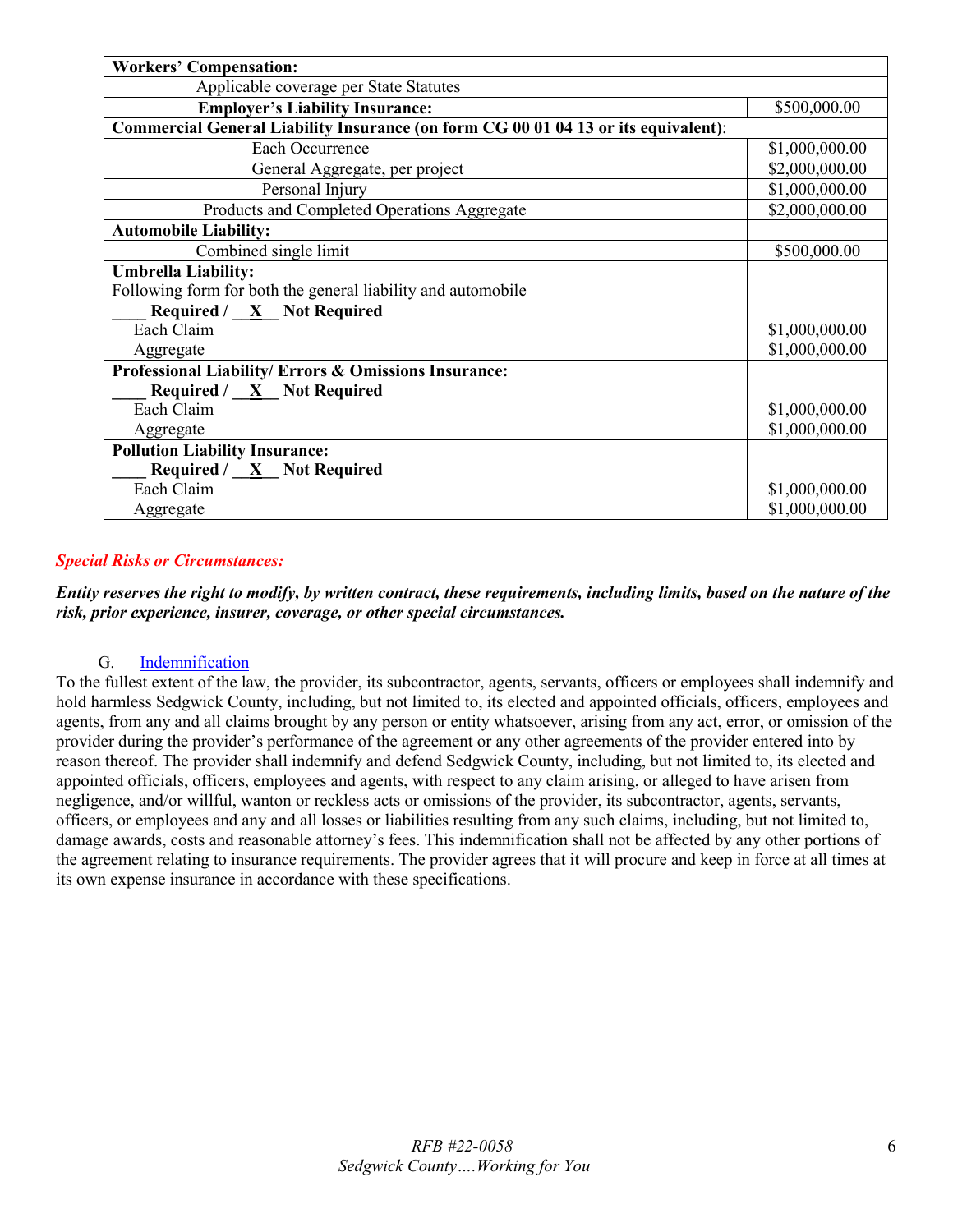| **Workers' Compensation:** | |
|---|---|
| Applicable coverage per State Statutes | |
| **Employer's Liability Insurance:** | $500,000.00 |
| **Commercial General Liability Insurance (on form CG 00 01 04 13 or its equivalent)**: | |
| Each Occurrence | $1,000,000.00 |
| General Aggregate, per project | $2,000,000.00 |
| Personal Injury | $1,000,000.00 |
| Products and Completed Operations Aggregate | $2,000,000.00 |
| **Automobile Liability:** | |
| Combined single limit | $500,000.00 |
| **Umbrella Liability:**<br>Following form for both the general liability and automobile<br>**____ Required / __X__ Not Required**<br>Each Claim<br>Aggregate | <br><br><br>$1,000,000.00<br>$1,000,000.00 |
| **Professional Liability/ Errors & Omissions Insurance:**<br>**____ Required / __X__ Not Required**<br>Each Claim<br>Aggregate | <br><br>$1,000,000.00<br>$1,000,000.00 |
| **Pollution Liability Insurance:**<br>**____ Required / __X__ Not Required**<br>Each Claim<br>Aggregate | <br><br>$1,000,000.00<br>$1,000,000.00 |

***Special Risks or Circumstances:***

***Entity reserves the right to modify, by written contract, these requirements, including limits, based on the nature of the risk, prior experience, insurer, coverage, or other special circumstances.***

G. Indemnification

To the fullest extent of the law, the provider, its subcontractor, agents, servants, officers or employees shall indemnify and hold harmless Sedgwick County, including, but not limited to, its elected and appointed officials, officers, employees and agents, from any and all claims brought by any person or entity whatsoever, arising from any act, error, or omission of the provider during the provider's performance of the agreement or any other agreements of the provider entered into by reason thereof. The provider shall indemnify and defend Sedgwick County, including, but not limited to, its elected and appointed officials, officers, employees and agents, with respect to any claim arising, or alleged to have arisen from negligence, and/or willful, wanton or reckless acts or omissions of the provider, its subcontractor, agents, servants, officers, or employees and any and all losses or liabilities resulting from any such claims, including, but not limited to, damage awards, costs and reasonable attorney's fees. This indemnification shall not be affected by any other portions of the agreement relating to insurance requirements. The provider agrees that it will procure and keep in force at all times at its own expense insurance in accordance with these specifications.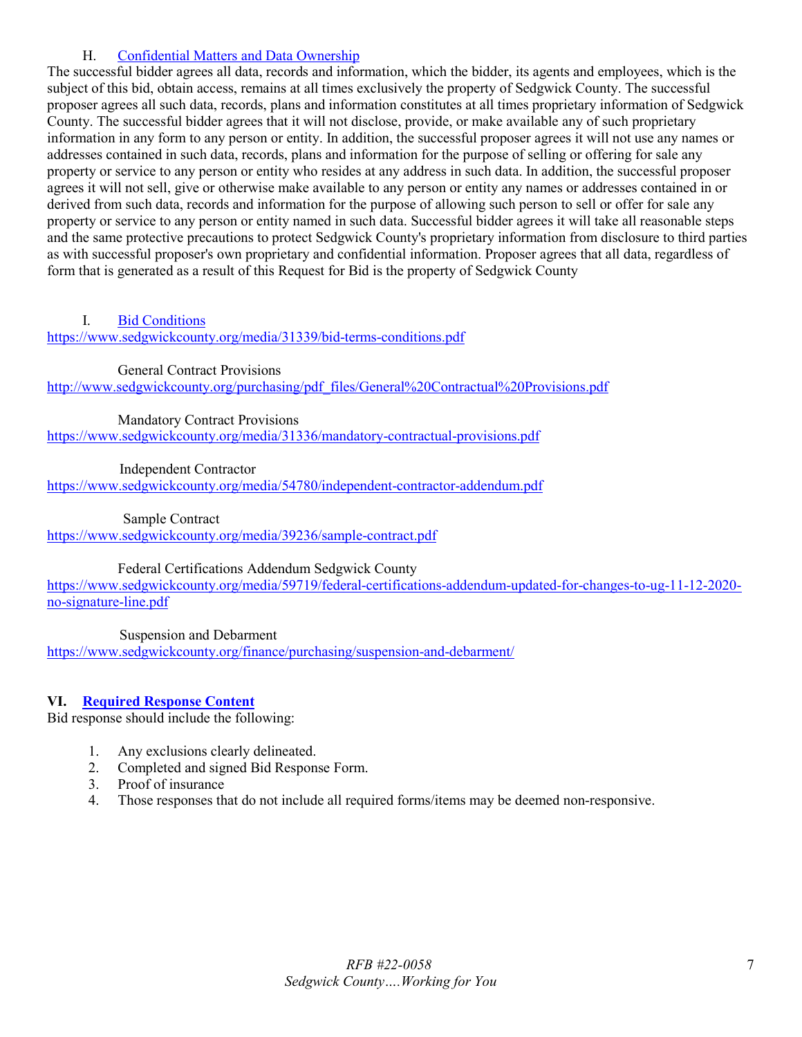### H. Confidential Matters and Data Ownership

The successful bidder agrees all data, records and information, which the bidder, its agents and employees, which is the subject of this bid, obtain access, remains at all times exclusively the property of Sedgwick County. The successful proposer agrees all such data, records, plans and information constitutes at all times proprietary information of Sedgwick County. The successful bidder agrees that it will not disclose, provide, or make available any of such proprietary information in any form to any person or entity. In addition, the successful proposer agrees it will not use any names or addresses contained in such data, records, plans and information for the purpose of selling or offering for sale any property or service to any person or entity who resides at any address in such data. In addition, the successful proposer agrees it will not sell, give or otherwise make available to any person or entity any names or addresses contained in or derived from such data, records and information for the purpose of allowing such person to sell or offer for sale any property or service to any person or entity named in such data. Successful bidder agrees it will take all reasonable steps and the same protective precautions to protect Sedgwick County's proprietary information from disclosure to third parties as with successful proposer's own proprietary and confidential information. Proposer agrees that all data, regardless of form that is generated as a result of this Request for Bid is the property of Sedgwick County

### I. Bid Conditions

https://www.sedgwickcounty.org/media/31339/bid-terms-conditions.pdf

General Contract Provisions
http://www.sedgwickcounty.org/purchasing/pdf_files/General%20Contractual%20Provisions.pdf

Mandatory Contract Provisions
https://www.sedgwickcounty.org/media/31336/mandatory-contractual-provisions.pdf

Independent Contractor
https://www.sedgwickcounty.org/media/54780/independent-contractor-addendum.pdf

Sample Contract
https://www.sedgwickcounty.org/media/39236/sample-contract.pdf

Federal Certifications Addendum Sedgwick County
https://www.sedgwickcounty.org/media/59719/federal-certifications-addendum-updated-for-changes-to-ug-11-12-2020-no-signature-line.pdf

Suspension and Debarment
https://www.sedgwickcounty.org/finance/purchasing/suspension-and-debarment/

## VI. Required Response Content

Bid response should include the following:

1. Any exclusions clearly delineated.
2. Completed and signed Bid Response Form.
3. Proof of insurance
4. Those responses that do not include all required forms/items may be deemed non-responsive.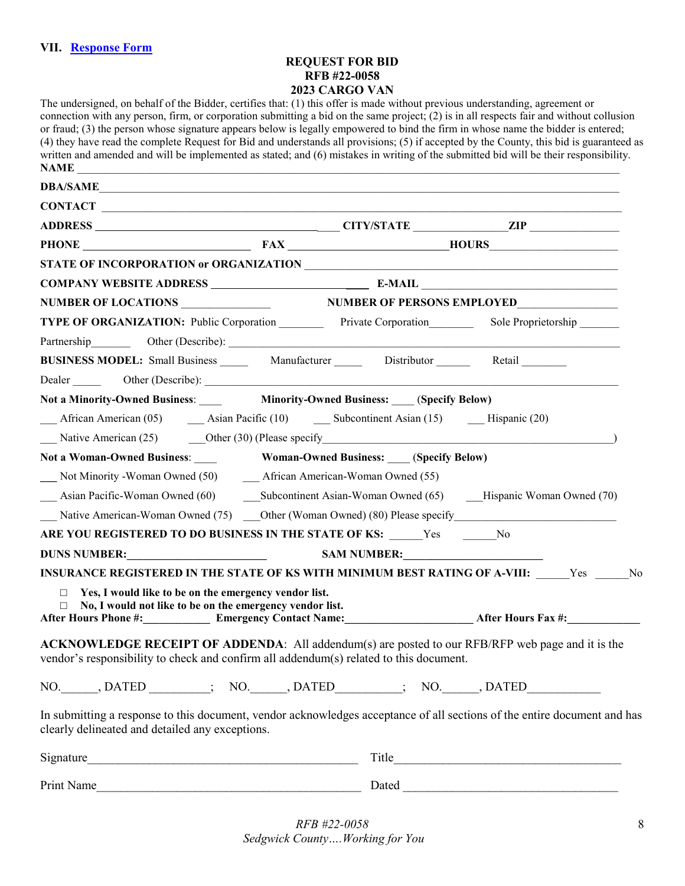## VII. Response Form

**REQUEST FOR BID**
**RFB #22-0058**
**2023 CARGO VAN**

The undersigned, on behalf of the Bidder, certifies that: (1) this offer is made without previous understanding, agreement or connection with any person, firm, or corporation submitting a bid on the same project; (2) is in all respects fair and without collusion or fraud; (3) the person whose signature appears below is legally empowered to bind the firm in whose name the bidder is entered; (4) they have read the complete Request for Bid and understands all provisions; (5) if accepted by the County, this bid is guaranteed as written and amended and will be implemented as stated; and (6) mistakes in writing of the submitted bid will be their responsibility.

**NAME** ______________________________________________

**DBA/SAME** ______________________________________________

**CONTACT** ______________________________________________

**ADDRESS** ____________________ **CITY/STATE** ____________ **ZIP** ____________

**PHONE** ____________________ **FAX** ____________________ **HOURS** ____________

**STATE OF INCORPORATION or ORGANIZATION** ______________________________

**COMPANY WEBSITE ADDRESS** ____________________ **E-MAIL** ____________________

**NUMBER OF LOCATIONS** ____________ **NUMBER OF PERSONS EMPLOYED** ____________

**TYPE OF ORGANIZATION:** Public Corporation ________ Private Corporation ________ Sole Proprietorship _______

Partnership _______ Other (Describe): ______________________________

**BUSINESS MODEL:** Small Business _____ Manufacturer _____ Distributor ______ Retail ________

Dealer _____ Other (Describe): ______________________________

**Not a Minority-Owned Business**: ____ **Minority-Owned Business: ____ (Specify Below)**

___ African American (05) ___ Asian Pacific (10) ___ Subcontinent Asian (15) ___ Hispanic (20)

___ Native American (25) ___Other (30) (Please specify______________________________)

**Not a Woman-Owned Business**: ____ **Woman-Owned Business: ____ (Specify Below)**

___ Not Minority -Woman Owned (50) ___ African American-Woman Owned (55)

___ Asian Pacific-Woman Owned (60) ___Subcontinent Asian-Woman Owned (65) ___Hispanic Woman Owned (70)

___ Native American-Woman Owned (75) ___Other (Woman Owned) (80) Please specify____________________

**ARE YOU REGISTERED TO DO BUSINESS IN THE STATE OF KS:** ______Yes ______No

**DUNS NUMBER:**____________________ **SAM NUMBER:**____________________

**INSURANCE REGISTERED IN THE STATE OF KS WITH MINIMUM BEST RATING OF A-VIII:** ______Yes ______No

- □ **Yes, I would like to be on the emergency vendor list.**
- □ **No, I would not like to be on the emergency vendor list.**

**After Hours Phone #:**____________ **Emergency Contact Name:**____________________ **After Hours Fax #:**____________

**ACKNOWLEDGE RECEIPT OF ADDENDA**: All addendum(s) are posted to our RFB/RFP web page and it is the vendor's responsibility to check and confirm all addendum(s) related to this document.

NO.______, DATED __________; NO.______, DATED__________; NO.______, DATED____________

In submitting a response to this document, vendor acknowledges acceptance of all sections of the entire document and has clearly delineated and detailed any exceptions.

Signature______________________________ Title______________________________

Print Name______________________________ Dated ______________________________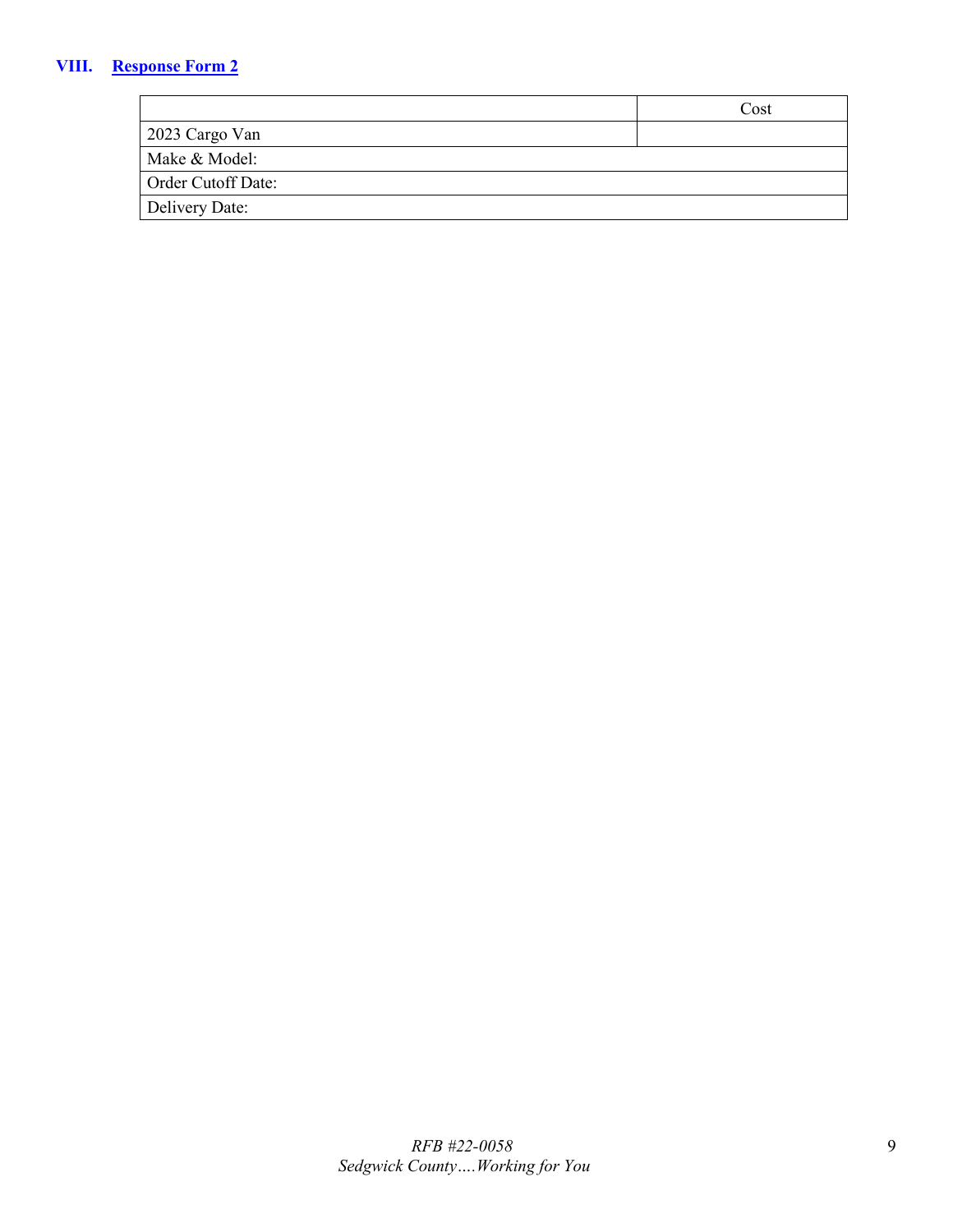## VIII. Response Form 2

| | Cost |
|---|---|
| 2023 Cargo Van | |
| Make & Model: | |
| Order Cutoff Date: | |
| Delivery Date: | |